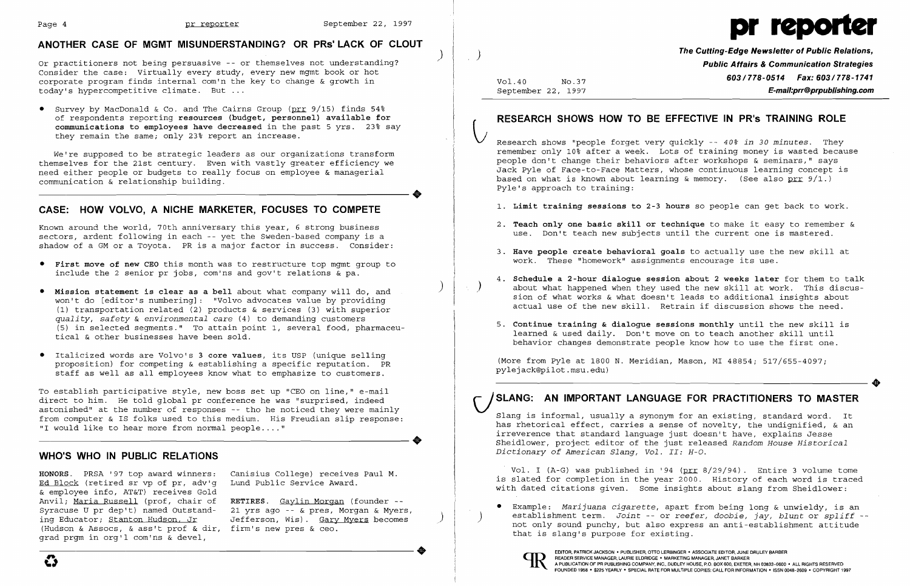## ANOTHER CASE OF MGMT MISUNDERSTANDING? OR PRs' LACK OF CLOUT

Or practitioners not being persuasive -- or themselves not understanding? Consider the case: Virtually every study, every new mgmt book or hot corporate program finds internal com'n the key to change & growth in today's hypercompetitive climate. But ...

- Survey by MacDonald & Co. and The Cairns Group (prr 9/15) finds 54% of respondents reporting **resources (budget, personnel) available for communications to employees have decreased** in the past 5 yrs. 23% say they remain the same; only 23% report an increase.

We're supposed to be strategic leaders as our organizations transform themselves for the 21st century. Even with vastly greater efficiency we need either people or budgets to really focus on employee & managerial communication & relationship building.

## CASE: HOW VOLVO, A NICHE MARKETER, FOCUSES TO COMPETE

Known around the world, 70th anniversary this year, 6 strong business sectors, ardent following in each -- yet the Sweden-based company is a shadow of a GM or a Toyota. PR is a major factor in success. Consider:

- **First move of new CEO** this month was to restructure top mgmt group to include the 2 senior pr jobs, com'ns and gov't relations & pa.
- **Mission statement is clear as a bell** about what company will do, and won't do [editor's numbering]: "Volvo advocates value by providing (1) transportation related (2) products & services (3) with superior *quality, safety & environmental care* (4) to demanding customers (5) in selected segments." To attain point 1, several food, pharmaceutical & other businesses have been sold.
- Italicized words are Volvo's **3 core values**, its USP (unique selling proposition) for competing & establishing a specific reputation. PR staff as well as all employees know what to emphasize to customers.

To establish participative style, new boss set up "CEO on line," e-mail direct to him. He told global pr conference he was "surprised, indeed astonished" at the number of responses -- tho he noticed they were mainly from computer & IS folks used to this medium. His Freudian slip response: "I would like to hear more from normal people...."

## WHO'S WHO IN PUBLIC RELATIONS

**HONORS.** PRSA '97 top award winners: Ed Block (retired sr vp of pr, adv'g & employee info, AT&T) receives Gold Anvil; Maria Russell (prof, chair of Syracuse U pr dep't) named Outstanding Educator; Stanton Hudson, Jr (Hudson & Assocs, & ass't prof & dir, grad prgm in org'l com'ns & devel, Canisius College) receives Paul M. Lund Public Service Award.

**RETIRES.** Gaylin Morgan (founder -- 21 yrs ago -- & pres, Morgan & Myers, Jefferson, Wis). Gary Myers becomes firm's new pres & ceo.

# pr reporter

**The Cutting-Edge Newsletter of Public Relations, Public Affairs & Communication Strategies**
**603/778-0514 Fax: 603/778-1741**
**E-mail:prr@prpublishing.com**

Vol.40 No.37
September 22, 1997

## RESEARCH SHOWS HOW TO BE EFFECTIVE IN PR's TRAINING ROLE

Research shows "people forget very quickly -- *40% in 30 minutes*. They remember only 10% after a week. Lots of training money is wasted because people don't change their behaviors after workshops & seminars," says Jack Pyle of Face-to-Face Matters, whose continuous learning concept is based on what is known about learning & memory. (See also prr 9/1.) Pyle's approach to training:

1. **Limit training sessions to 2-3 hours** so people can get back to work.
2. **Teach only one basic skill or technique** to make it easy to remember & use. Don't teach new subjects until the current one is mastered.
3. **Have people create behavioral goals** to actually use the new skill at work. These "homework" assignments encourage its use.
4. **Schedule a 2-hour dialogue session about 2 weeks later** for them to talk about what happened when they used the new skill at work. This discussion of what works & what doesn't leads to additional insights about actual use of the new skill. Retrain if discussion shows the need.
5. **Continue training & dialogue sessions monthly** until the new skill is learned & used daily. Don't move on to teach another skill until behavior changes demonstrate people know how to use the first one.

(More from Pyle at 1800 N. Meridian, Mason, MI 48854; 517/655-4097; pylejack@pilot.msu.edu)

## SLANG: AN IMPORTANT LANGUAGE FOR PRACTITIONERS TO MASTER

Slang is informal, usually a synonym for an existing, standard word. It has rhetorical effect, carries a sense of novelty, the undignified, & an irreverence that standard language just doesn't have, explains Jesse Sheidlower, project editor of the just released *Random House Historical Dictionary of American Slang, Vol. II: H-O.*

Vol. I (A-G) was published in '94 (prr 8/29/94). Entire 3 volume tome is slated for completion in the year 2000. History of each word is traced with dated citations given. Some insights about slang from Sheidlower:

- Example: *Marijuana cigarette*, apart from being long & unwieldy, is an establishment term. *Joint* -- or *reefer, doobie, jay, blunt* or *spliff* -- not only sound punchy, but also express an anti-establishment attitude that is slang's purpose for existing.

EDITOR, PATRICK JACKSON • PUBLISHER, OTTO LERBINGER • ASSOCIATE EDITOR, JUNE DRULEY BARBER
READER SERVICE MANAGER, LAURIE ELDRIDGE • MARKETING MANAGER, JANET BARKER
A PUBLICATION OF PR PUBLISHING COMPANY, INC., DUDLEY HOUSE, P.O. BOX 600, EXETER, NH 03833-0600 • ALL RIGHTS RESERVED
FOUNDED 1958 • $225 YEARLY • SPECIAL RATE FOR MULTIPLE COPIES: CALL FOR INFORMATION • ISSN 0048-2609 • COPYRIGHT 1997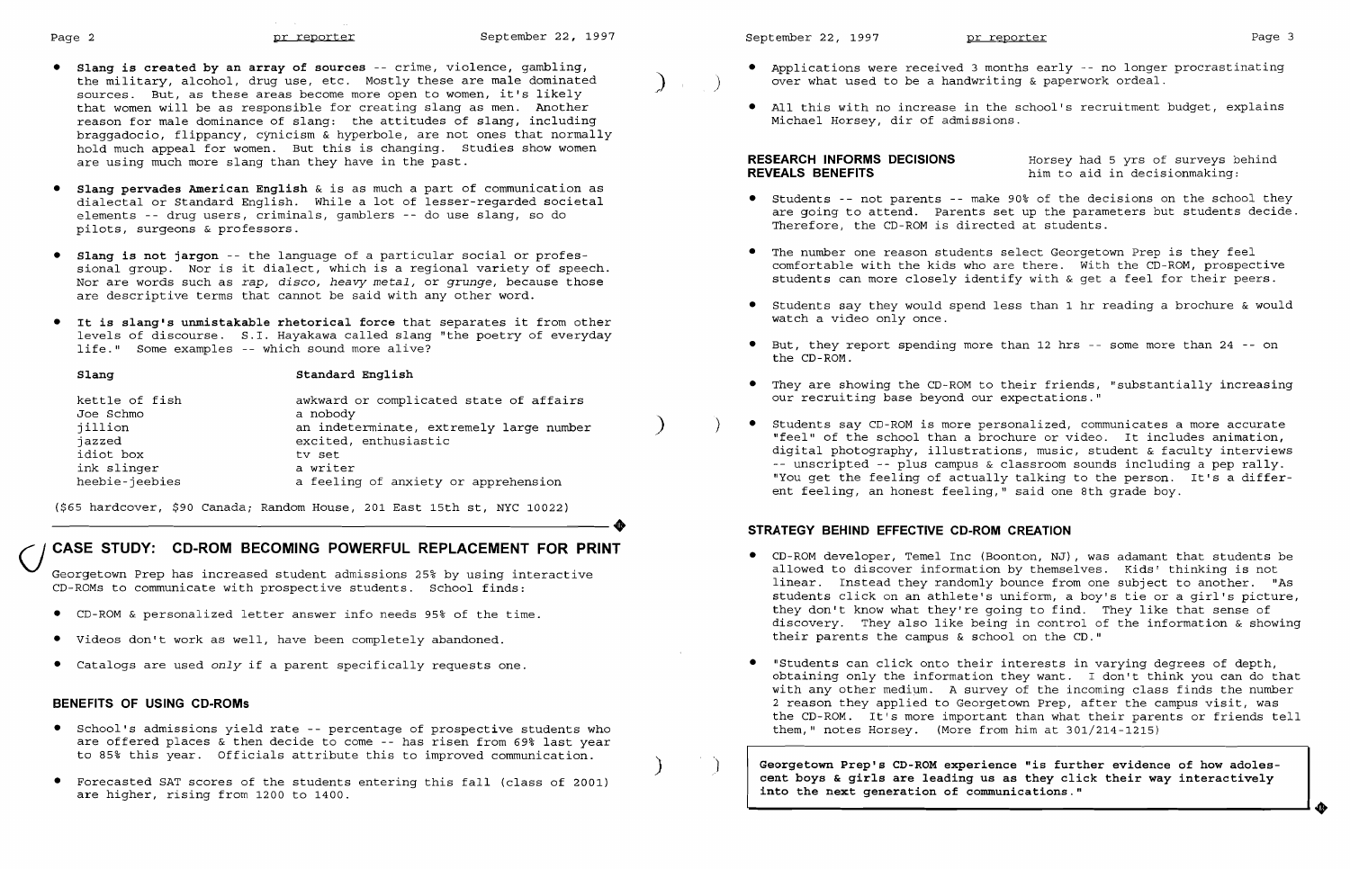- **Slang is created by an array of sources** -- crime, violence, gambling, the military, alcohol, drug use, etc. Mostly these are male dominated sources. But, as these areas become more open to women, it's likely that women will be as responsible for creating slang as men. Another reason for male dominance of slang: the attitudes of slang, including braggadocio, flippancy, cynicism & hyperbole, are not ones that normally hold much appeal for women. But this is changing. Studies show women are using much more slang than they have in the past.

- **Slang pervades American English** & is as much a part of communication as dialectal or Standard English. While a lot of lesser-regarded societal elements -- drug users, criminals, gamblers -- do use slang, so do pilots, surgeons & professors.

- **Slang is not jargon** -- the language of a particular social or professional group. Nor is it dialect, which is a regional variety of speech. Nor are words such as *rap, disco, heavy metal,* or *grunge,* because those are descriptive terms that cannot be said with any other word.

- **It is slang's unmistakable rhetorical force** that separates it from other levels of discourse. S.I. Hayakawa called slang "the poetry of everyday life." Some examples -- which sound more alive?

| Slang | Standard English |
|---|---|
| kettle of fish | awkward or complicated state of affairs |
| Joe Schmo | a nobody |
| jillion | an indeterminate, extremely large number |
| jazzed | excited, enthusiastic |
| idiot box | tv set |
| ink slinger | a writer |
| heebie-jeebies | a feeling of anxiety or apprehension |

($65 hardcover, $90 Canada; Random House, 201 East 15th st, NYC 10022)

## CASE STUDY: CD-ROM BECOMING POWERFUL REPLACEMENT FOR PRINT

Georgetown Prep has increased student admissions 25% by using interactive CD-ROMs to communicate with prospective students. School finds:

- CD-ROM & personalized letter answer info needs 95% of the time.
- Videos don't work as well, have been completely abandoned.
- Catalogs are used *only* if a parent specifically requests one.

### BENEFITS OF USING CD-ROMs

- School's admissions yield rate -- percentage of prospective students who are offered places & then decide to come -- has risen from 69% last year to 85% this year. Officials attribute this to improved communication.
- Forecasted SAT scores of the students entering this fall (class of 2001) are higher, rising from 1200 to 1400.
- Applications were received 3 months early -- no longer procrastinating over what used to be a handwriting & paperwork ordeal.
- All this with no increase in the school's recruitment budget, explains Michael Horsey, dir of admissions.

### RESEARCH INFORMS DECISIONS REVEALS BENEFITS

Horsey had 5 yrs of surveys behind him to aid in decisionmaking:

- Students -- not parents -- make 90% of the decisions on the school they are going to attend. Parents set up the parameters but students decide. Therefore, the CD-ROM is directed at students.
- The number one reason students select Georgetown Prep is they feel comfortable with the kids who are there. With the CD-ROM, prospective students can more closely identify with & get a feel for their peers.
- Students say they would spend less than 1 hr reading a brochure & would watch a video only once.
- But, they report spending more than 12 hrs -- some more than 24 -- on the CD-ROM.
- They are showing the CD-ROM to their friends, "substantially increasing our recruiting base beyond our expectations."
- Students say CD-ROM is more personalized, communicates a more accurate "feel" of the school than a brochure or video. It includes animation, digital photography, illustrations, music, student & faculty interviews -- unscripted -- plus campus & classroom sounds including a pep rally. "You get the feeling of actually talking to the person. It's a different feeling, an honest feeling," said one 8th grade boy.

### STRATEGY BEHIND EFFECTIVE CD-ROM CREATION

- CD-ROM developer, Temel Inc (Boonton, NJ), was adamant that students be allowed to discover information by themselves. Kids' thinking is not linear. Instead they randomly bounce from one subject to another. "As students click on an athlete's uniform, a boy's tie or a girl's picture, they don't know what they're going to find. They like that sense of discovery. They also like being in control of the information & showing their parents the campus & school on the CD."
- "Students can click onto their interests in varying degrees of depth, obtaining only the information they want. I don't think you can do that with any other medium. A survey of the incoming class finds the number 2 reason they applied to Georgetown Prep, after the campus visit, was the CD-ROM. It's more important than what their parents or friends tell them," notes Horsey. (More from him at 301/214-1215)

**Georgetown Prep's CD-ROM experience "is further evidence of how adolescent boys & girls are leading us as they click their way interactively into the next generation of communications."**